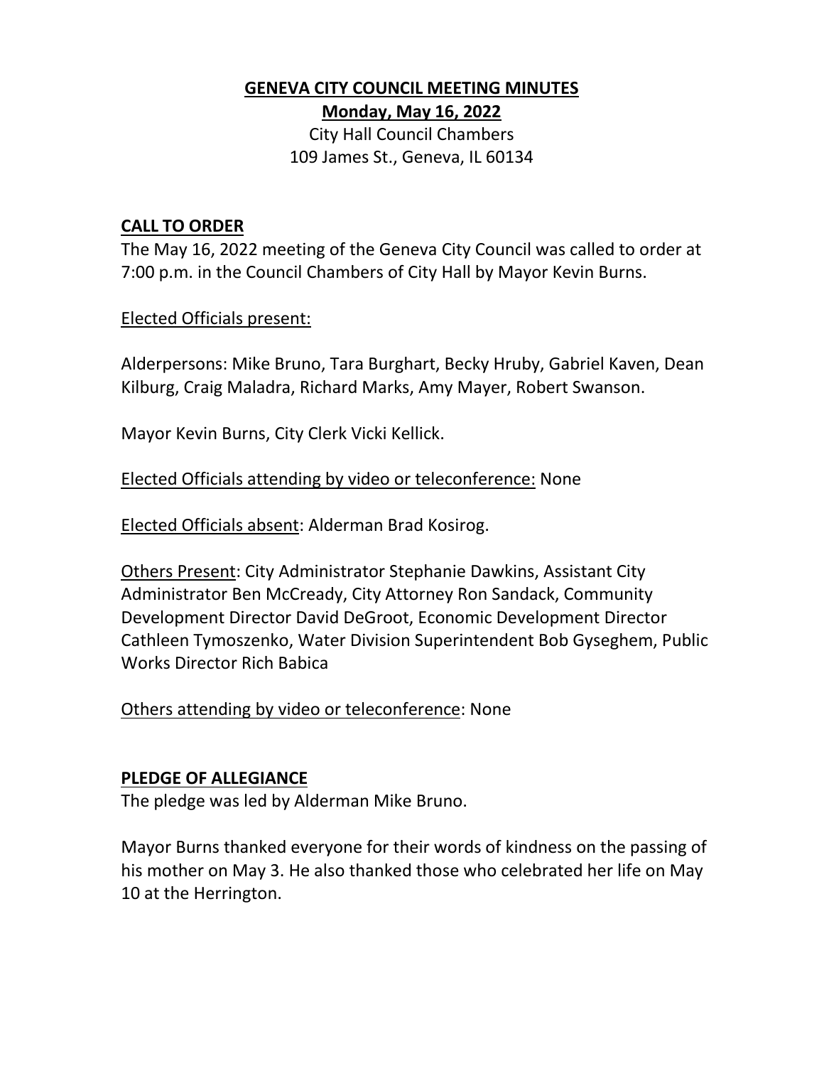# GENEVA CITY COUNCIL MEETING MINUTES

## Monday, May 16, 2022

City Hall Council Chambers
109 James St., Geneva, IL 60134

## CALL TO ORDER

The May 16, 2022 meeting of the Geneva City Council was called to order at 7:00 p.m. in the Council Chambers of City Hall by Mayor Kevin Burns.

Elected Officials present:

Alderpersons: Mike Bruno, Tara Burghart, Becky Hruby, Gabriel Kaven, Dean Kilburg, Craig Maladra, Richard Marks, Amy Mayer, Robert Swanson.

Mayor Kevin Burns, City Clerk Vicki Kellick.

Elected Officials attending by video or teleconference: None

Elected Officials absent: Alderman Brad Kosirog.

Others Present: City Administrator Stephanie Dawkins, Assistant City Administrator Ben McCready, City Attorney Ron Sandack, Community Development Director David DeGroot, Economic Development Director Cathleen Tymoszenko, Water Division Superintendent Bob Gyseghem, Public Works Director Rich Babica

Others attending by video or teleconference: None

## PLEDGE OF ALLEGIANCE

The pledge was led by Alderman Mike Bruno.

Mayor Burns thanked everyone for their words of kindness on the passing of his mother on May 3. He also thanked those who celebrated her life on May 10 at the Herrington.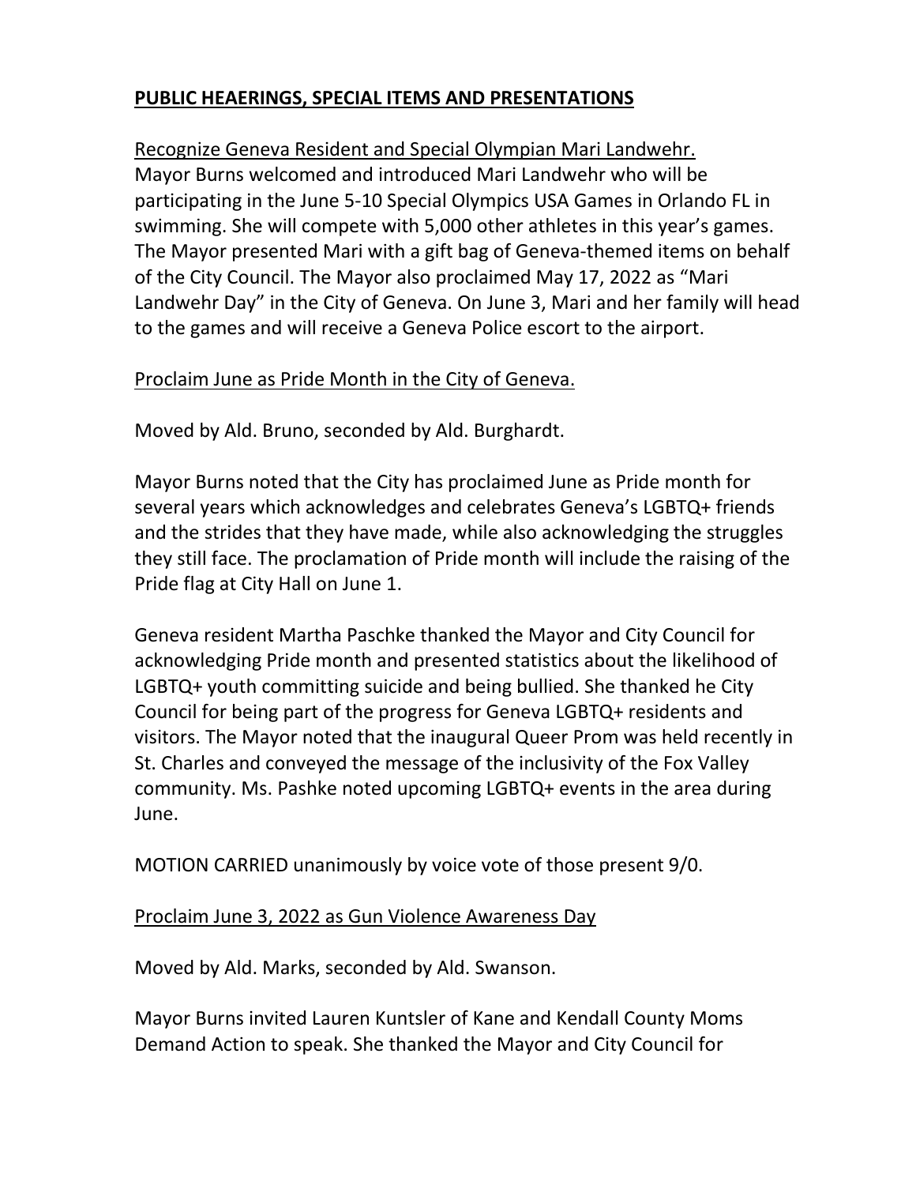**PUBLIC HEAERINGS, SPECIAL ITEMS AND PRESENTATIONS**

Recognize Geneva Resident and Special Olympian Mari Landwehr.
Mayor Burns welcomed and introduced Mari Landwehr who will be participating in the June 5-10 Special Olympics USA Games in Orlando FL in swimming. She will compete with 5,000 other athletes in this year's games. The Mayor presented Mari with a gift bag of Geneva-themed items on behalf of the City Council. The Mayor also proclaimed May 17, 2022 as "Mari Landwehr Day" in the City of Geneva. On June 3, Mari and her family will head to the games and will receive a Geneva Police escort to the airport.

Proclaim June as Pride Month in the City of Geneva.

Moved by Ald. Bruno, seconded by Ald. Burghardt.

Mayor Burns noted that the City has proclaimed June as Pride month for several years which acknowledges and celebrates Geneva's LGBTQ+ friends and the strides that they have made, while also acknowledging the struggles they still face. The proclamation of Pride month will include the raising of the Pride flag at City Hall on June 1.

Geneva resident Martha Paschke thanked the Mayor and City Council for acknowledging Pride month and presented statistics about the likelihood of LGBTQ+ youth committing suicide and being bullied. She thanked he City Council for being part of the progress for Geneva LGBTQ+ residents and visitors. The Mayor noted that the inaugural Queer Prom was held recently in St. Charles and conveyed the message of the inclusivity of the Fox Valley community. Ms. Pashke noted upcoming LGBTQ+ events in the area during June.

MOTION CARRIED unanimously by voice vote of those present 9/0.

Proclaim June 3, 2022 as Gun Violence Awareness Day

Moved by Ald. Marks, seconded by Ald. Swanson.

Mayor Burns invited Lauren Kuntsler of Kane and Kendall County Moms Demand Action to speak. She thanked the Mayor and City Council for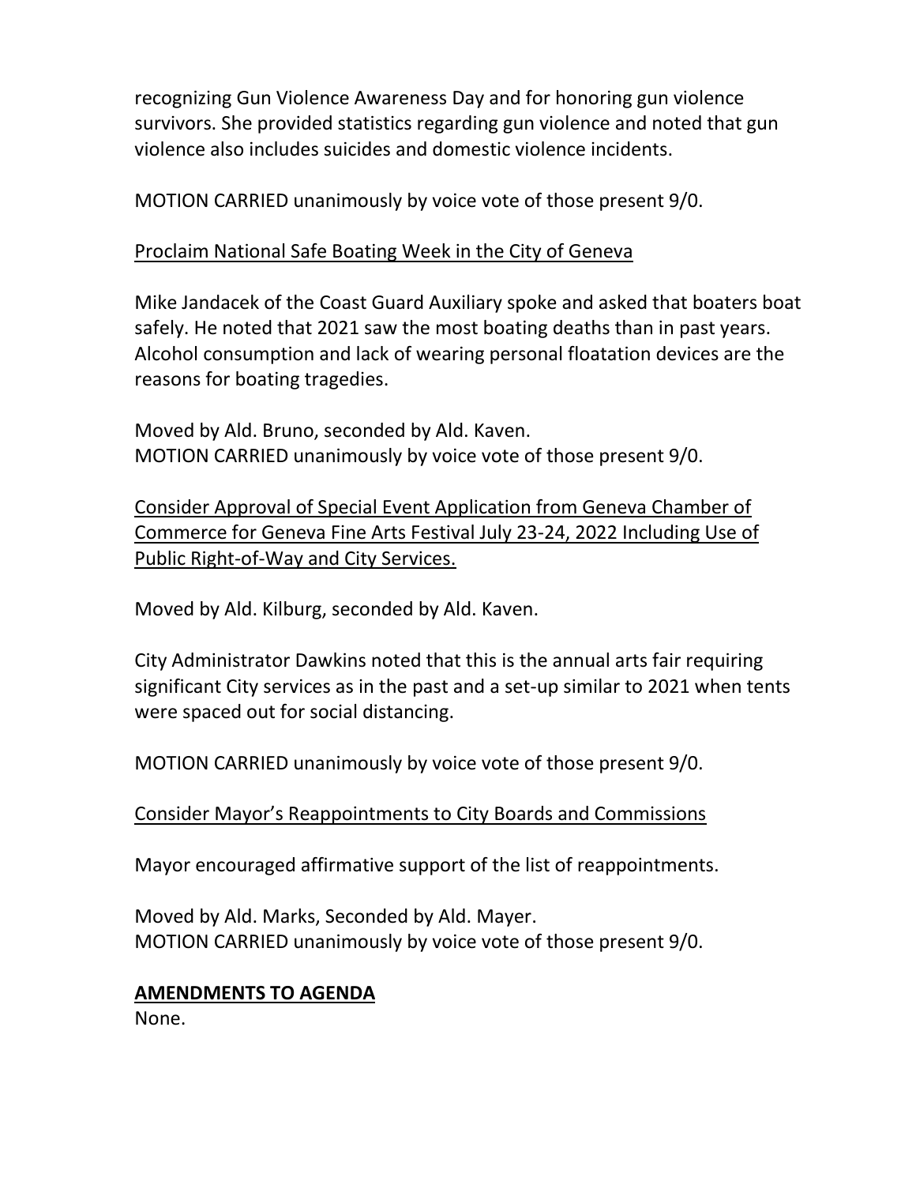recognizing Gun Violence Awareness Day and for honoring gun violence survivors. She provided statistics regarding gun violence and noted that gun violence also includes suicides and domestic violence incidents.

MOTION CARRIED unanimously by voice vote of those present 9/0.

<u>Proclaim National Safe Boating Week in the City of Geneva</u>

Mike Jandacek of the Coast Guard Auxiliary spoke and asked that boaters boat safely. He noted that 2021 saw the most boating deaths than in past years. Alcohol consumption and lack of wearing personal floatation devices are the reasons for boating tragedies.

Moved by Ald. Bruno, seconded by Ald. Kaven.
MOTION CARRIED unanimously by voice vote of those present 9/0.

<u>Consider Approval of Special Event Application from Geneva Chamber of Commerce for Geneva Fine Arts Festival July 23-24, 2022 Including Use of Public Right-of-Way and City Services.</u>

Moved by Ald. Kilburg, seconded by Ald. Kaven.

City Administrator Dawkins noted that this is the annual arts fair requiring significant City services as in the past and a set-up similar to 2021 when tents were spaced out for social distancing.

MOTION CARRIED unanimously by voice vote of those present 9/0.

<u>Consider Mayor's Reappointments to City Boards and Commissions</u>

Mayor encouraged affirmative support of the list of reappointments.

Moved by Ald. Marks, Seconded by Ald. Mayer.
MOTION CARRIED unanimously by voice vote of those present 9/0.

**<u>AMENDMENTS TO AGENDA</u>**

None.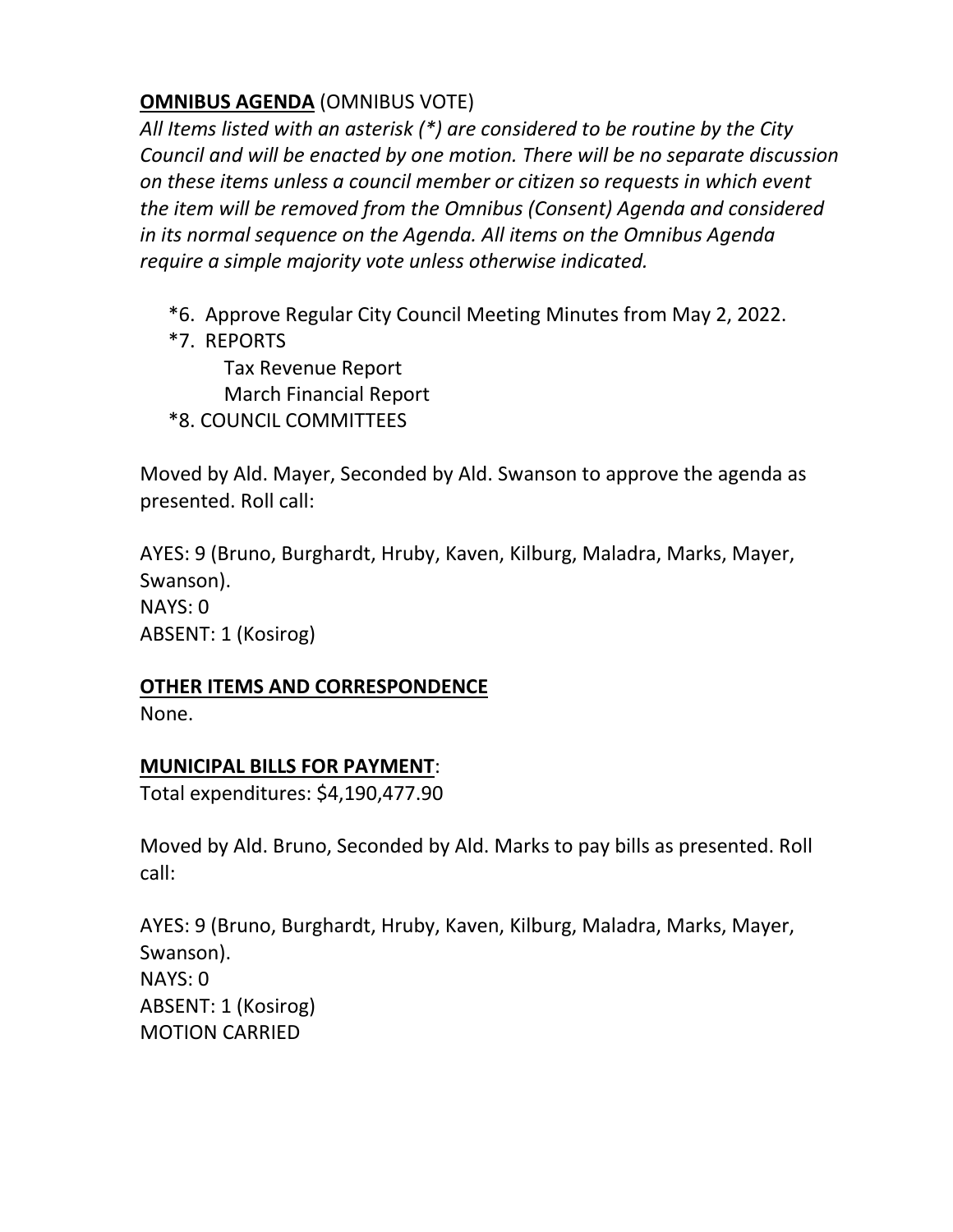**OMNIBUS AGENDA** (OMNIBUS VOTE)

*All Items listed with an asterisk (*) are considered to be routine by the City Council and will be enacted by one motion. There will be no separate discussion on these items unless a council member or citizen so requests in which event the item will be removed from the Omnibus (Consent) Agenda and considered in its normal sequence on the Agenda. All items on the Omnibus Agenda require a simple majority vote unless otherwise indicated.*

*6. Approve Regular City Council Meeting Minutes from May 2, 2022.

*7. REPORTS

Tax Revenue Report

March Financial Report

*8. COUNCIL COMMITTEES

Moved by Ald. Mayer, Seconded by Ald. Swanson to approve the agenda as presented. Roll call:

AYES: 9 (Bruno, Burghardt, Hruby, Kaven, Kilburg, Maladra, Marks, Mayer, Swanson).
NAYS: 0
ABSENT: 1 (Kosirog)

**OTHER ITEMS AND CORRESPONDENCE**

None.

**MUNICIPAL BILLS FOR PAYMENT**:

Total expenditures: $4,190,477.90

Moved by Ald. Bruno, Seconded by Ald. Marks to pay bills as presented. Roll call:

AYES: 9 (Bruno, Burghardt, Hruby, Kaven, Kilburg, Maladra, Marks, Mayer, Swanson).
NAYS: 0
ABSENT: 1 (Kosirog)
MOTION CARRIED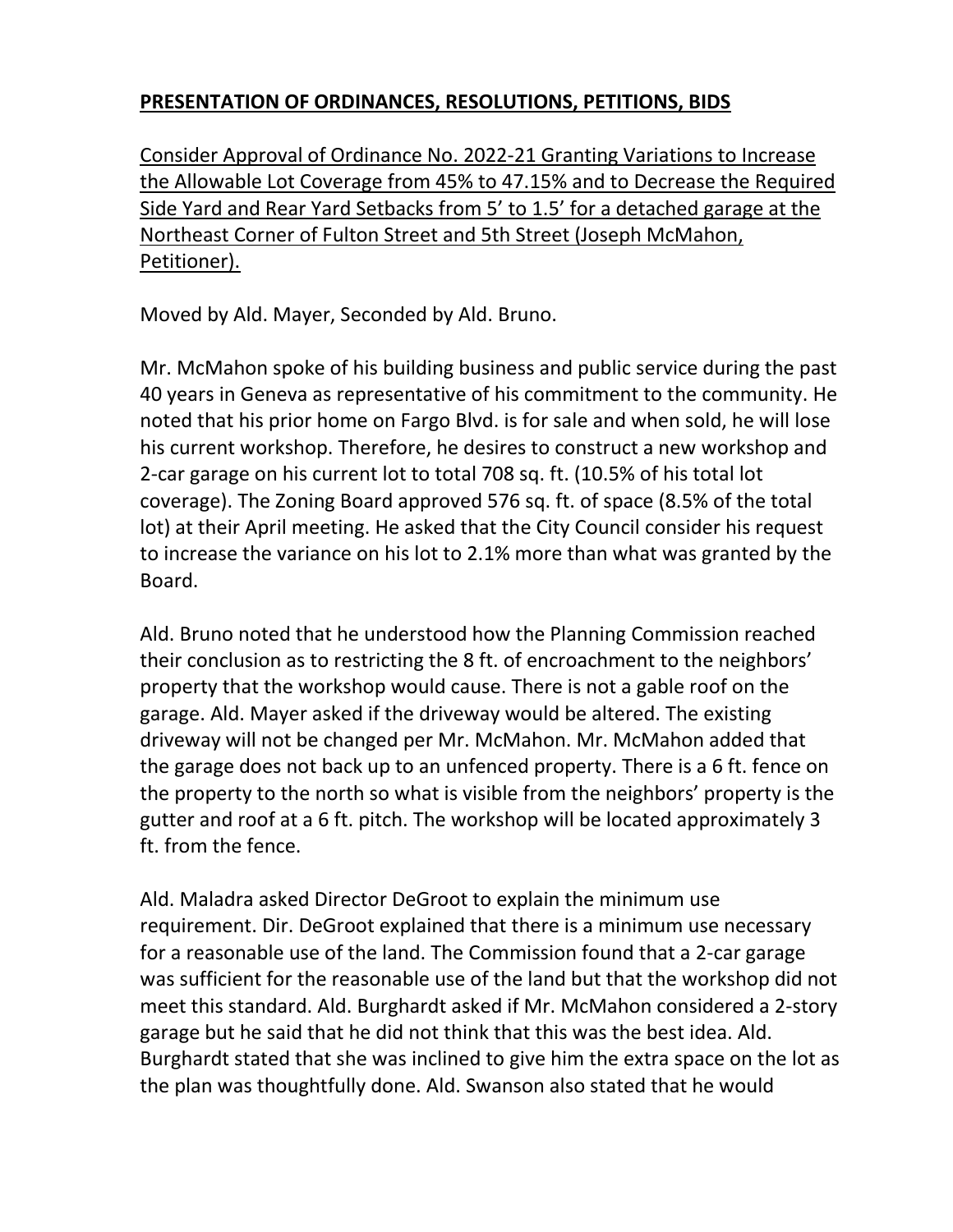**PRESENTATION OF ORDINANCES, RESOLUTIONS, PETITIONS, BIDS**

Consider Approval of Ordinance No. 2022-21 Granting Variations to Increase the Allowable Lot Coverage from 45% to 47.15% and to Decrease the Required Side Yard and Rear Yard Setbacks from 5' to 1.5' for a detached garage at the Northeast Corner of Fulton Street and 5th Street (Joseph McMahon, Petitioner).

Moved by Ald. Mayer, Seconded by Ald. Bruno.

Mr. McMahon spoke of his building business and public service during the past 40 years in Geneva as representative of his commitment to the community. He noted that his prior home on Fargo Blvd. is for sale and when sold, he will lose his current workshop. Therefore, he desires to construct a new workshop and 2-car garage on his current lot to total 708 sq. ft. (10.5% of his total lot coverage). The Zoning Board approved 576 sq. ft. of space (8.5% of the total lot) at their April meeting. He asked that the City Council consider his request to increase the variance on his lot to 2.1% more than what was granted by the Board.

Ald. Bruno noted that he understood how the Planning Commission reached their conclusion as to restricting the 8 ft. of encroachment to the neighbors' property that the workshop would cause. There is not a gable roof on the garage. Ald. Mayer asked if the driveway would be altered. The existing driveway will not be changed per Mr. McMahon. Mr. McMahon added that the garage does not back up to an unfenced property. There is a 6 ft. fence on the property to the north so what is visible from the neighbors' property is the gutter and roof at a 6 ft. pitch. The workshop will be located approximately 3 ft. from the fence.

Ald. Maladra asked Director DeGroot to explain the minimum use requirement. Dir. DeGroot explained that there is a minimum use necessary for a reasonable use of the land. The Commission found that a 2-car garage was sufficient for the reasonable use of the land but that the workshop did not meet this standard. Ald. Burghardt asked if Mr. McMahon considered a 2-story garage but he said that he did not think that this was the best idea. Ald. Burghardt stated that she was inclined to give him the extra space on the lot as the plan was thoughtfully done. Ald. Swanson also stated that he would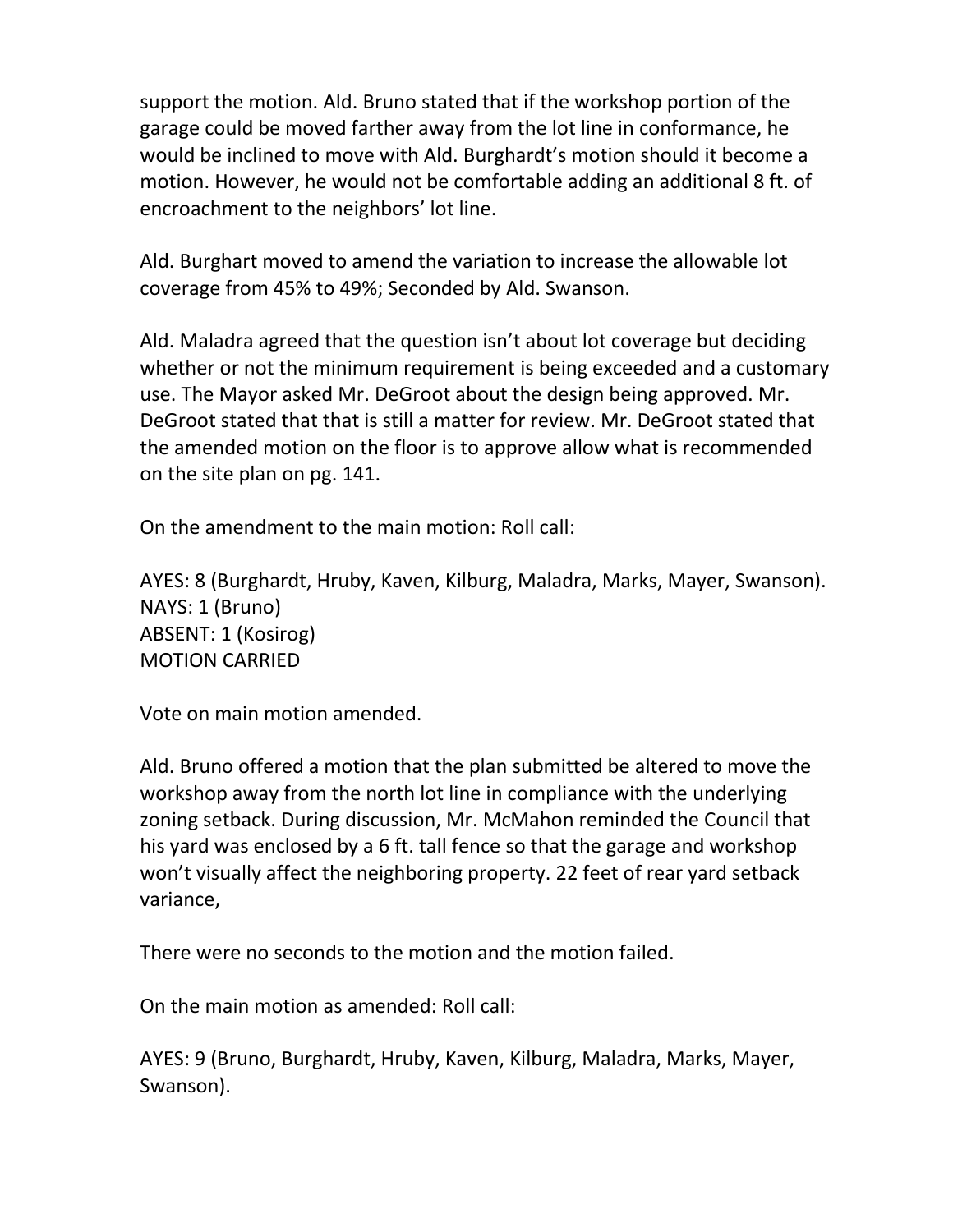support the motion. Ald. Bruno stated that if the workshop portion of the garage could be moved farther away from the lot line in conformance, he would be inclined to move with Ald. Burghardt's motion should it become a motion. However, he would not be comfortable adding an additional 8 ft. of encroachment to the neighbors' lot line.

Ald. Burghart moved to amend the variation to increase the allowable lot coverage from 45% to 49%; Seconded by Ald. Swanson.

Ald. Maladra agreed that the question isn't about lot coverage but deciding whether or not the minimum requirement is being exceeded and a customary use. The Mayor asked Mr. DeGroot about the design being approved. Mr. DeGroot stated that that is still a matter for review. Mr. DeGroot stated that the amended motion on the floor is to approve allow what is recommended on the site plan on pg. 141.

On the amendment to the main motion: Roll call:

AYES: 8 (Burghardt, Hruby, Kaven, Kilburg, Maladra, Marks, Mayer, Swanson).
NAYS: 1 (Bruno)
ABSENT: 1 (Kosirog)
MOTION CARRIED

Vote on main motion amended.

Ald. Bruno offered a motion that the plan submitted be altered to move the workshop away from the north lot line in compliance with the underlying zoning setback. During discussion, Mr. McMahon reminded the Council that his yard was enclosed by a 6 ft. tall fence so that the garage and workshop won't visually affect the neighboring property. 22 feet of rear yard setback variance,

There were no seconds to the motion and the motion failed.

On the main motion as amended: Roll call:

AYES: 9 (Bruno, Burghardt, Hruby, Kaven, Kilburg, Maladra, Marks, Mayer, Swanson).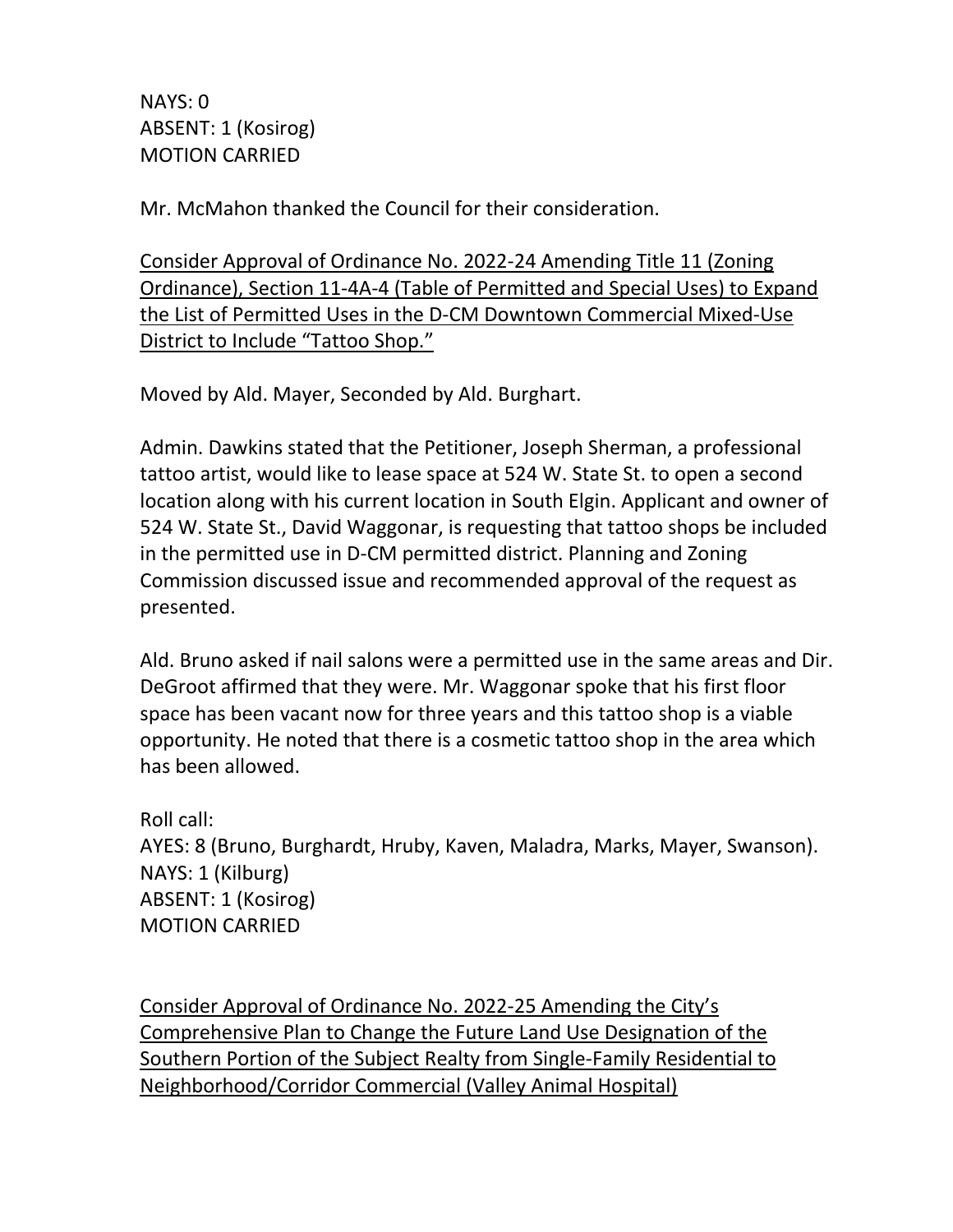NAYS: 0
ABSENT: 1 (Kosirog)
MOTION CARRIED

Mr. McMahon thanked the Council for their consideration.

<u>Consider Approval of Ordinance No. 2022-24 Amending Title 11 (Zoning Ordinance), Section 11-4A-4 (Table of Permitted and Special Uses) to Expand the List of Permitted Uses in the D-CM Downtown Commercial Mixed-Use District to Include "Tattoo Shop."</u>

Moved by Ald. Mayer, Seconded by Ald. Burghart.

Admin. Dawkins stated that the Petitioner, Joseph Sherman, a professional tattoo artist, would like to lease space at 524 W. State St. to open a second location along with his current location in South Elgin. Applicant and owner of 524 W. State St., David Waggonar, is requesting that tattoo shops be included in the permitted use in D-CM permitted district. Planning and Zoning Commission discussed issue and recommended approval of the request as presented.

Ald. Bruno asked if nail salons were a permitted use in the same areas and Dir. DeGroot affirmed that they were. Mr. Waggonar spoke that his first floor space has been vacant now for three years and this tattoo shop is a viable opportunity. He noted that there is a cosmetic tattoo shop in the area which has been allowed.

Roll call:
AYES: 8 (Bruno, Burghardt, Hruby, Kaven, Maladra, Marks, Mayer, Swanson).
NAYS: 1 (Kilburg)
ABSENT: 1 (Kosirog)
MOTION CARRIED

<u>Consider Approval of Ordinance No. 2022-25 Amending the City's Comprehensive Plan to Change the Future Land Use Designation of the Southern Portion of the Subject Realty from Single-Family Residential to Neighborhood/Corridor Commercial (Valley Animal Hospital)</u>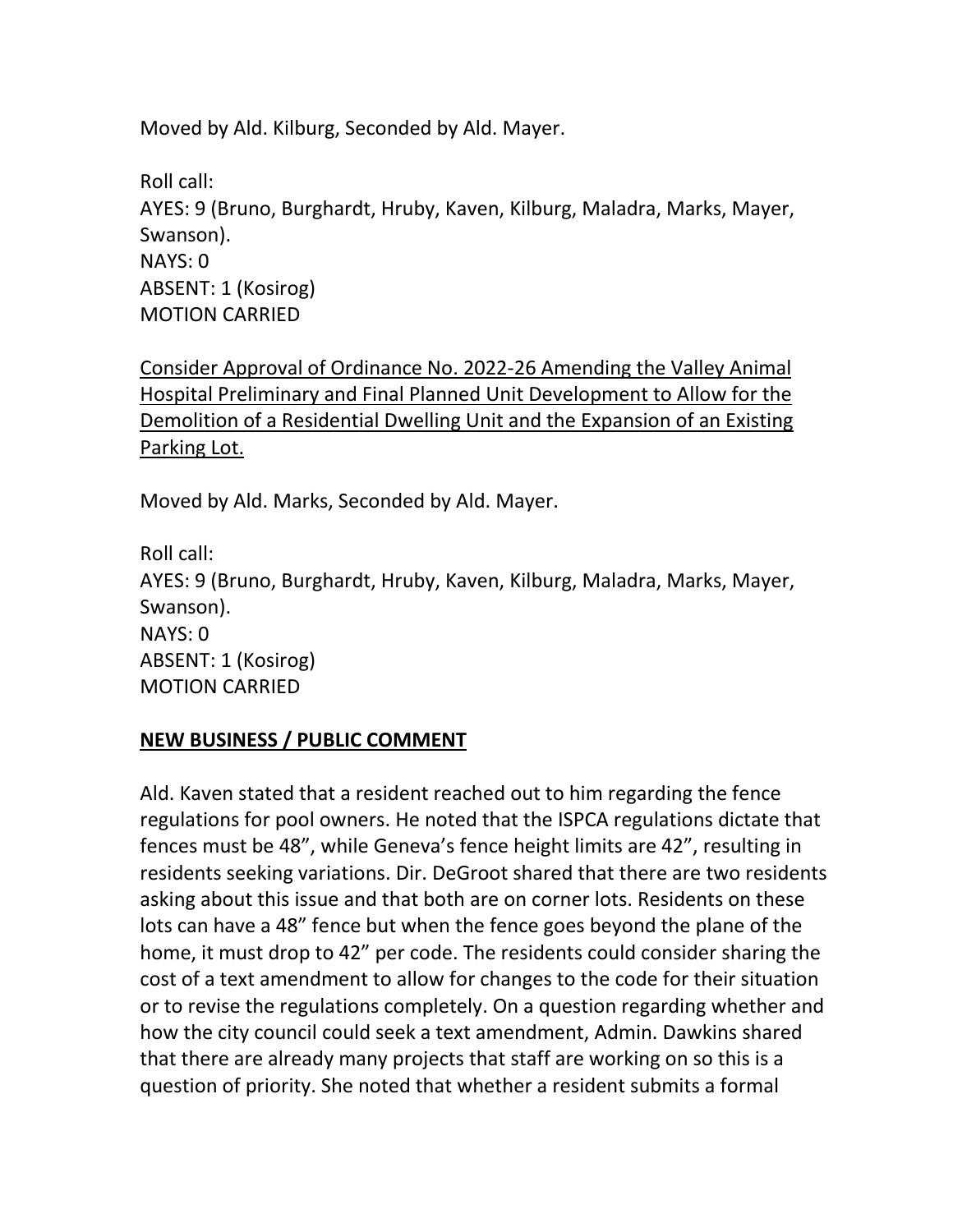Moved by Ald. Kilburg, Seconded by Ald. Mayer.

Roll call:
AYES: 9 (Bruno, Burghardt, Hruby, Kaven, Kilburg, Maladra, Marks, Mayer, Swanson).
NAYS: 0
ABSENT: 1 (Kosirog)
MOTION CARRIED

Consider Approval of Ordinance No. 2022-26 Amending the Valley Animal Hospital Preliminary and Final Planned Unit Development to Allow for the Demolition of a Residential Dwelling Unit and the Expansion of an Existing Parking Lot.

Moved by Ald. Marks, Seconded by Ald. Mayer.

Roll call:
AYES: 9 (Bruno, Burghardt, Hruby, Kaven, Kilburg, Maladra, Marks, Mayer, Swanson).
NAYS: 0
ABSENT: 1 (Kosirog)
MOTION CARRIED

**NEW BUSINESS / PUBLIC COMMENT**

Ald. Kaven stated that a resident reached out to him regarding the fence regulations for pool owners. He noted that the ISPCA regulations dictate that fences must be 48", while Geneva's fence height limits are 42", resulting in residents seeking variations. Dir. DeGroot shared that there are two residents asking about this issue and that both are on corner lots. Residents on these lots can have a 48" fence but when the fence goes beyond the plane of the home, it must drop to 42" per code. The residents could consider sharing the cost of a text amendment to allow for changes to the code for their situation or to revise the regulations completely. On a question regarding whether and how the city council could seek a text amendment, Admin. Dawkins shared that there are already many projects that staff are working on so this is a question of priority. She noted that whether a resident submits a formal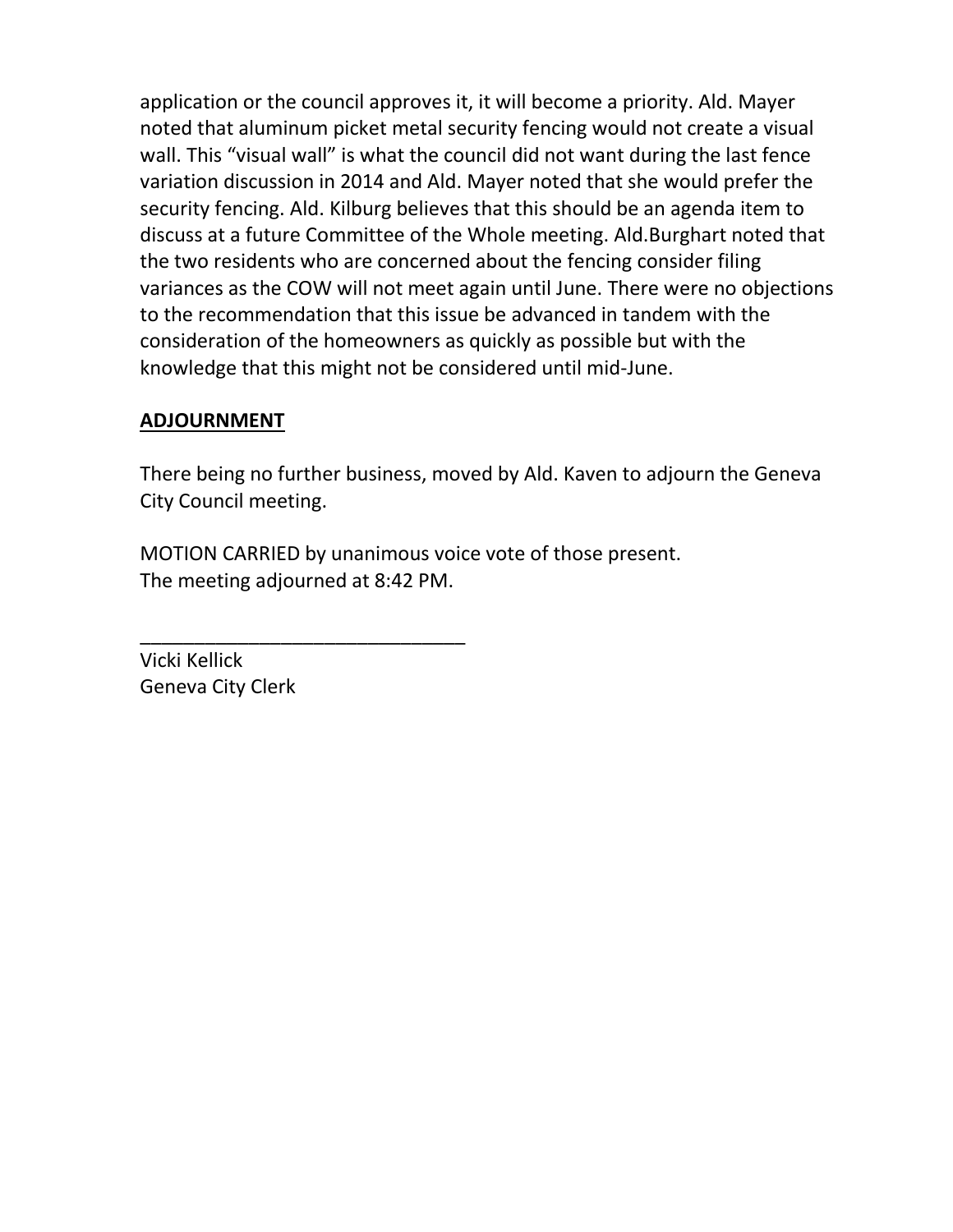application or the council approves it, it will become a priority. Ald. Mayer noted that aluminum picket metal security fencing would not create a visual wall. This "visual wall" is what the council did not want during the last fence variation discussion in 2014 and Ald. Mayer noted that she would prefer the security fencing. Ald. Kilburg believes that this should be an agenda item to discuss at a future Committee of the Whole meeting. Ald.Burghart noted that the two residents who are concerned about the fencing consider filing variances as the COW will not meet again until June. There were no objections to the recommendation that this issue be advanced in tandem with the consideration of the homeowners as quickly as possible but with the knowledge that this might not be considered until mid-June.

**ADJOURNMENT**

There being no further business, moved by Ald. Kaven to adjourn the Geneva City Council meeting.

MOTION CARRIED by unanimous voice vote of those present.
The meeting adjourned at 8:42 PM.

_______________________________
Vicki Kellick
Geneva City Clerk